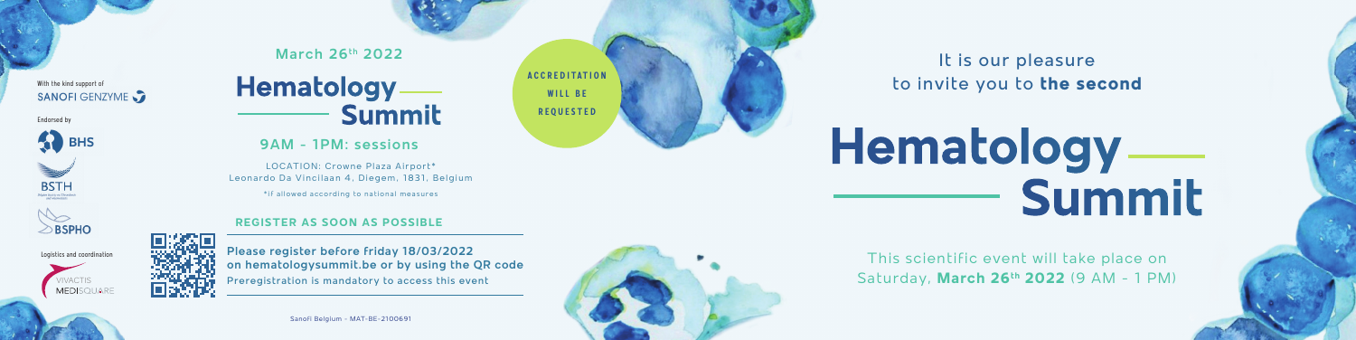With the kind support of
SANOFI GENZYME

Endorsed by

BHS

BSTH

BSPHO

Logistics and coordination

VIVACTIS MEDISQUARE

March 26th 2022

# Hematology Summit

## 9AM - 1PM: sessions

LOCATION: Crowne Plaza Airport*
Leonardo Da Vincilaan 4, Diegem, 1831, Belgium

*if allowed according to national measures

### REGISTER AS SOON AS POSSIBLE

**Please register before friday 18/03/2022 on hematologysummit.be or by using the QR code**
Preregistration is mandatory to access this event

Sanofi Belgium - MAT-BE-2100691

**ACCREDITATION WILL BE REQUESTED**

It is our pleasure to invite you to **the second**

# Hematology Summit

This scientific event will take place on Saturday, **March 26th 2022** (9 AM - 1 PM)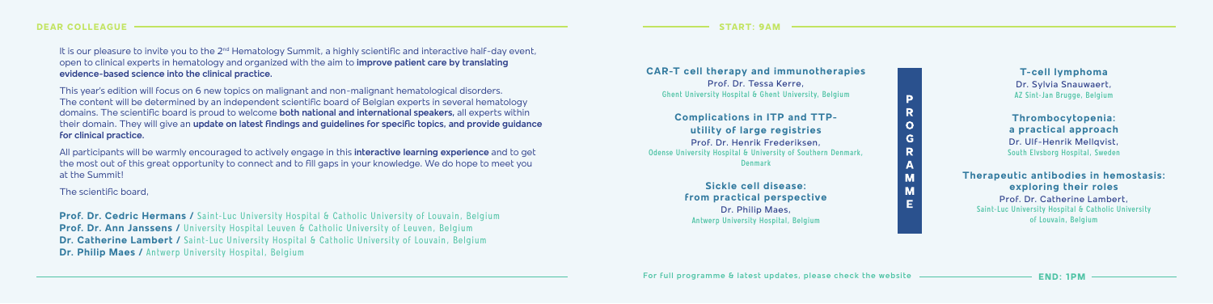## DEAR COLLEAGUE

It is our pleasure to invite you to the 2nd Hematology Summit, a highly scientific and interactive half-day event, open to clinical experts in hematology and organized with the aim to **improve patient care by translating evidence-based science into the clinical practice.**

This year's edition will focus on 6 new topics on malignant and non-malignant hematological disorders. The content will be determined by an independent scientific board of Belgian experts in several hematology domains. The scientific board is proud to welcome **both national and international speakers,** all experts within their domain. They will give an **update on latest findings and guidelines for specific topics, and provide guidance for clinical practice.**

All participants will be warmly encouraged to actively engage in this **interactive learning experience** and to get the most out of this great opportunity to connect and to fill gaps in your knowledge. We do hope to meet you at the Summit!

The scientific board,

**Prof. Dr. Cedric Hermans /** Saint-Luc University Hospital & Catholic University of Louvain, Belgium
**Prof. Dr. Ann Janssens /** University Hospital Leuven & Catholic University of Leuven, Belgium
**Dr. Catherine Lambert /** Saint-Luc University Hospital & Catholic University of Louvain, Belgium
**Dr. Philip Maes /** Antwerp University Hospital, Belgium

## PROGRAMME

**START: 9AM**

**CAR-T cell therapy and immunotherapies**
Prof. Dr. Tessa Kerre,
Ghent University Hospital & Ghent University, Belgium

**Complications in ITP and TTP-utility of large registries**
Prof. Dr. Henrik Frederiksen,
Odense University Hospital & University of Southern Denmark, Denmark

**Sickle cell disease: from practical perspective**
Dr. Philip Maes,
Antwerp University Hospital, Belgium

**T-cell lymphoma**
Dr. Sylvia Snauwaert,
AZ Sint-Jan Brugge, Belgium

**Thrombocytopenia: a practical approach**
Dr. Ulf-Henrik Mellqvist,
South Elvsborg Hospital, Sweden

**Therapeutic antibodies in hemostasis: exploring their roles**
Prof. Dr. Catherine Lambert,
Saint-Luc University Hospital & Catholic University of Louvain, Belgium

For full programme & latest updates, please check the website

**END: 1PM**